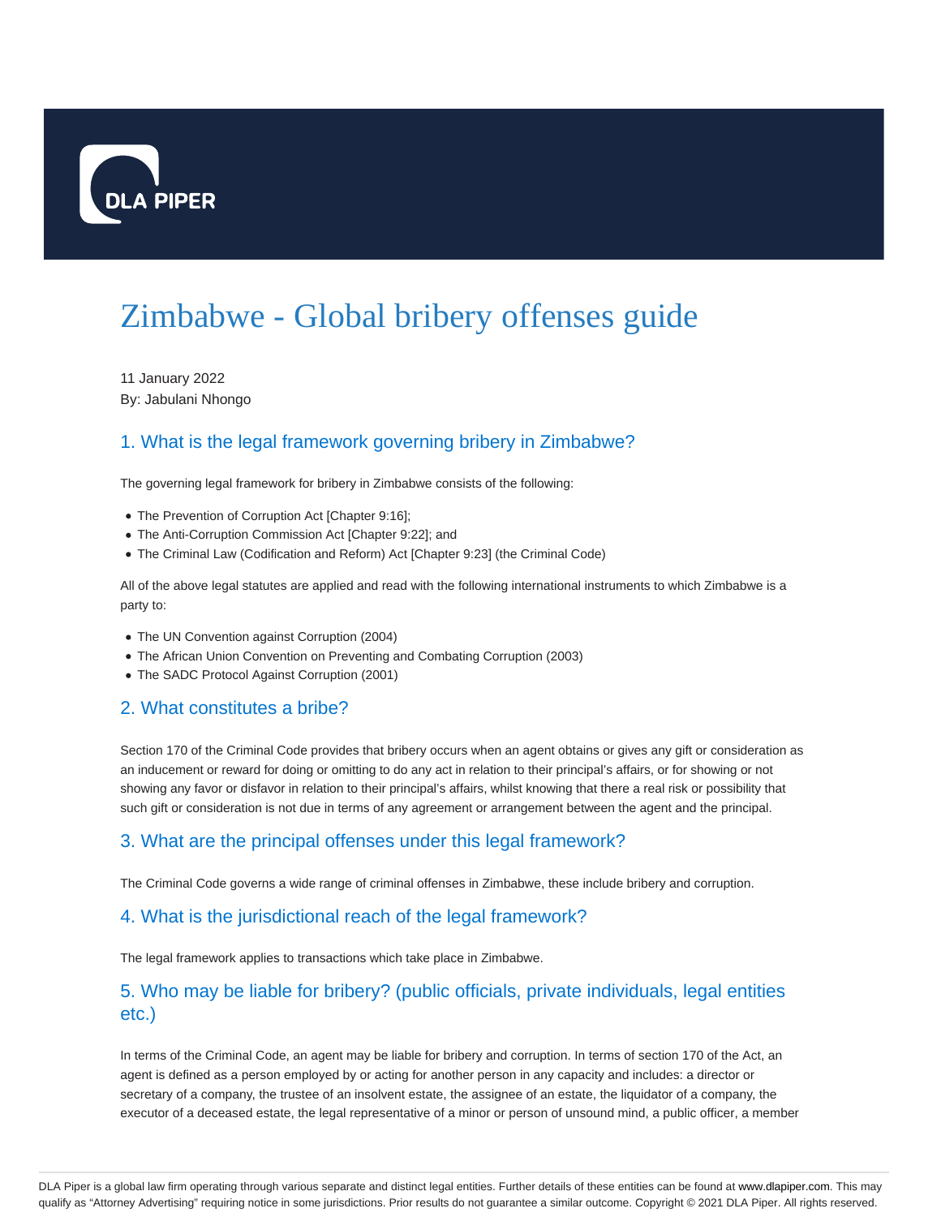DLA PIPER

# Zimbabwe - Global bribery offenses guide

11 January 2022
By: Jabulani Nhongo

## 1. What is the legal framework governing bribery in Zimbabwe?

The governing legal framework for bribery in Zimbabwe consists of the following:

- The Prevention of Corruption Act [Chapter 9:16];
- The Anti-Corruption Commission Act [Chapter 9:22]; and
- The Criminal Law (Codification and Reform) Act [Chapter 9:23] (the Criminal Code)

All of the above legal statutes are applied and read with the following international instruments to which Zimbabwe is a party to:

- The UN Convention against Corruption (2004)
- The African Union Convention on Preventing and Combating Corruption (2003)
- The SADC Protocol Against Corruption (2001)

## 2. What constitutes a bribe?

Section 170 of the Criminal Code provides that bribery occurs when an agent obtains or gives any gift or consideration as an inducement or reward for doing or omitting to do any act in relation to their principal's affairs, or for showing or not showing any favor or disfavor in relation to their principal's affairs, whilst knowing that there a real risk or possibility that such gift or consideration is not due in terms of any agreement or arrangement between the agent and the principal.

## 3. What are the principal offenses under this legal framework?

The Criminal Code governs a wide range of criminal offenses in Zimbabwe, these include bribery and corruption.

## 4. What is the jurisdictional reach of the legal framework?

The legal framework applies to transactions which take place in Zimbabwe.

## 5. Who may be liable for bribery? (public officials, private individuals, legal entities etc.)

In terms of the Criminal Code, an agent may be liable for bribery and corruption. In terms of section 170 of the Act, an agent is defined as a person employed by or acting for another person in any capacity and includes: a director or secretary of a company, the trustee of an insolvent estate, the assignee of an estate, the liquidator of a company, the executor of a deceased estate, the legal representative of a minor or person of unsound mind, a public officer, a member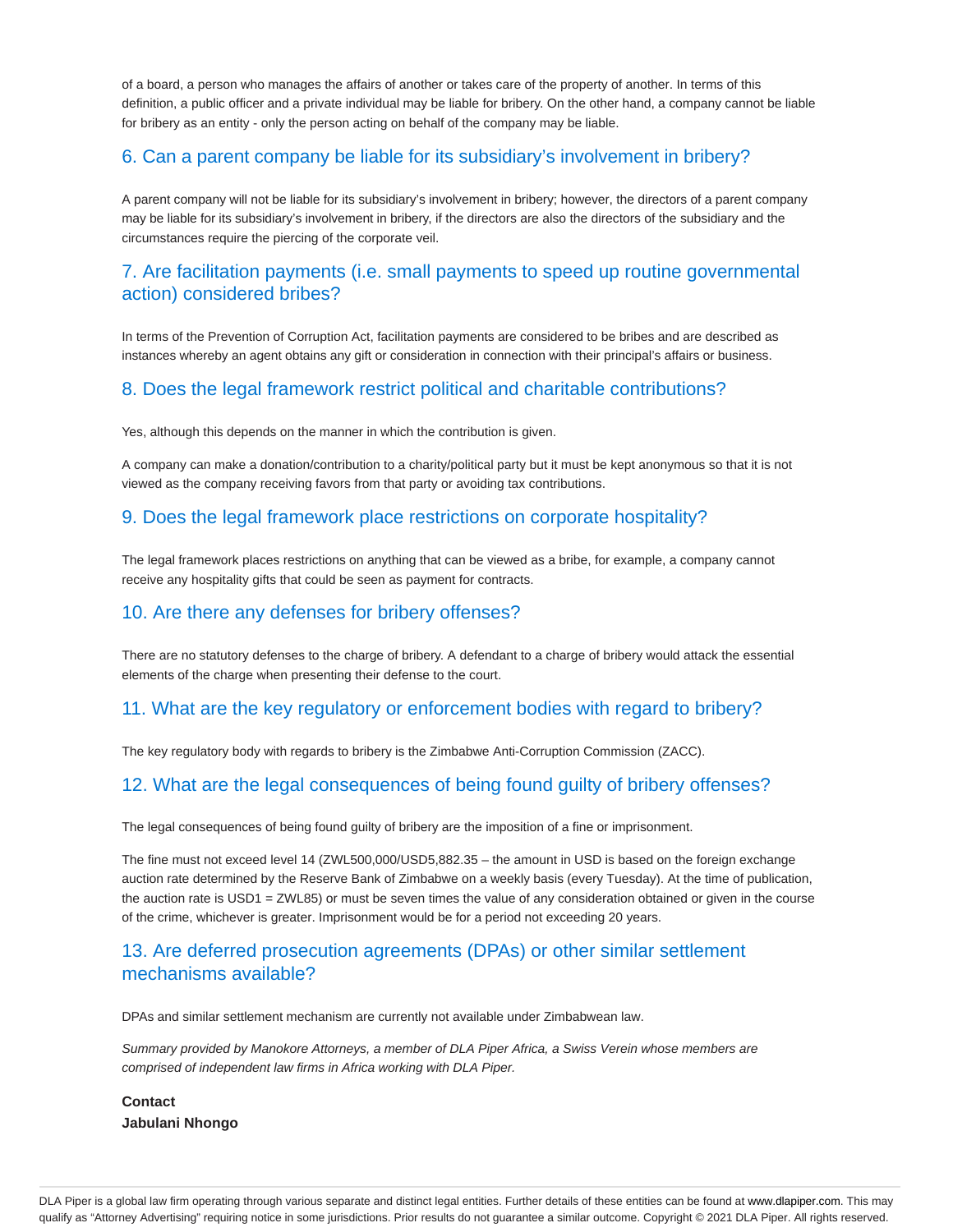of a board, a person who manages the affairs of another or takes care of the property of another. In terms of this definition, a public officer and a private individual may be liable for bribery. On the other hand, a company cannot be liable for bribery as an entity - only the person acting on behalf of the company may be liable.

## 6. Can a parent company be liable for its subsidiary's involvement in bribery?

A parent company will not be liable for its subsidiary's involvement in bribery; however, the directors of a parent company may be liable for its subsidiary's involvement in bribery, if the directors are also the directors of the subsidiary and the circumstances require the piercing of the corporate veil.

## 7. Are facilitation payments (i.e. small payments to speed up routine governmental action) considered bribes?

In terms of the Prevention of Corruption Act, facilitation payments are considered to be bribes and are described as instances whereby an agent obtains any gift or consideration in connection with their principal's affairs or business.

## 8. Does the legal framework restrict political and charitable contributions?

Yes, although this depends on the manner in which the contribution is given.

A company can make a donation/contribution to a charity/political party but it must be kept anonymous so that it is not viewed as the company receiving favors from that party or avoiding tax contributions.

## 9. Does the legal framework place restrictions on corporate hospitality?

The legal framework places restrictions on anything that can be viewed as a bribe, for example, a company cannot receive any hospitality gifts that could be seen as payment for contracts.

## 10. Are there any defenses for bribery offenses?

There are no statutory defenses to the charge of bribery. A defendant to a charge of bribery would attack the essential elements of the charge when presenting their defense to the court.

## 11. What are the key regulatory or enforcement bodies with regard to bribery?

The key regulatory body with regards to bribery is the Zimbabwe Anti-Corruption Commission (ZACC).

## 12. What are the legal consequences of being found guilty of bribery offenses?

The legal consequences of being found guilty of bribery are the imposition of a fine or imprisonment.

The fine must not exceed level 14 (ZWL500,000/USD5,882.35 – the amount in USD is based on the foreign exchange auction rate determined by the Reserve Bank of Zimbabwe on a weekly basis (every Tuesday). At the time of publication, the auction rate is USD1 = ZWL85) or must be seven times the value of any consideration obtained or given in the course of the crime, whichever is greater. Imprisonment would be for a period not exceeding 20 years.

## 13. Are deferred prosecution agreements (DPAs) or other similar settlement mechanisms available?

DPAs and similar settlement mechanism are currently not available under Zimbabwean law.

*Summary provided by Manokore Attorneys, a member of DLA Piper Africa, a Swiss Verein whose members are comprised of independent law firms in Africa working with DLA Piper.*

**Contact**
**Jabulani Nhongo**

DLA Piper is a global law firm operating through various separate and distinct legal entities. Further details of these entities can be found at www.dlapiper.com. This may qualify as "Attorney Advertising" requiring notice in some jurisdictions. Prior results do not guarantee a similar outcome. Copyright © 2021 DLA Piper. All rights reserved.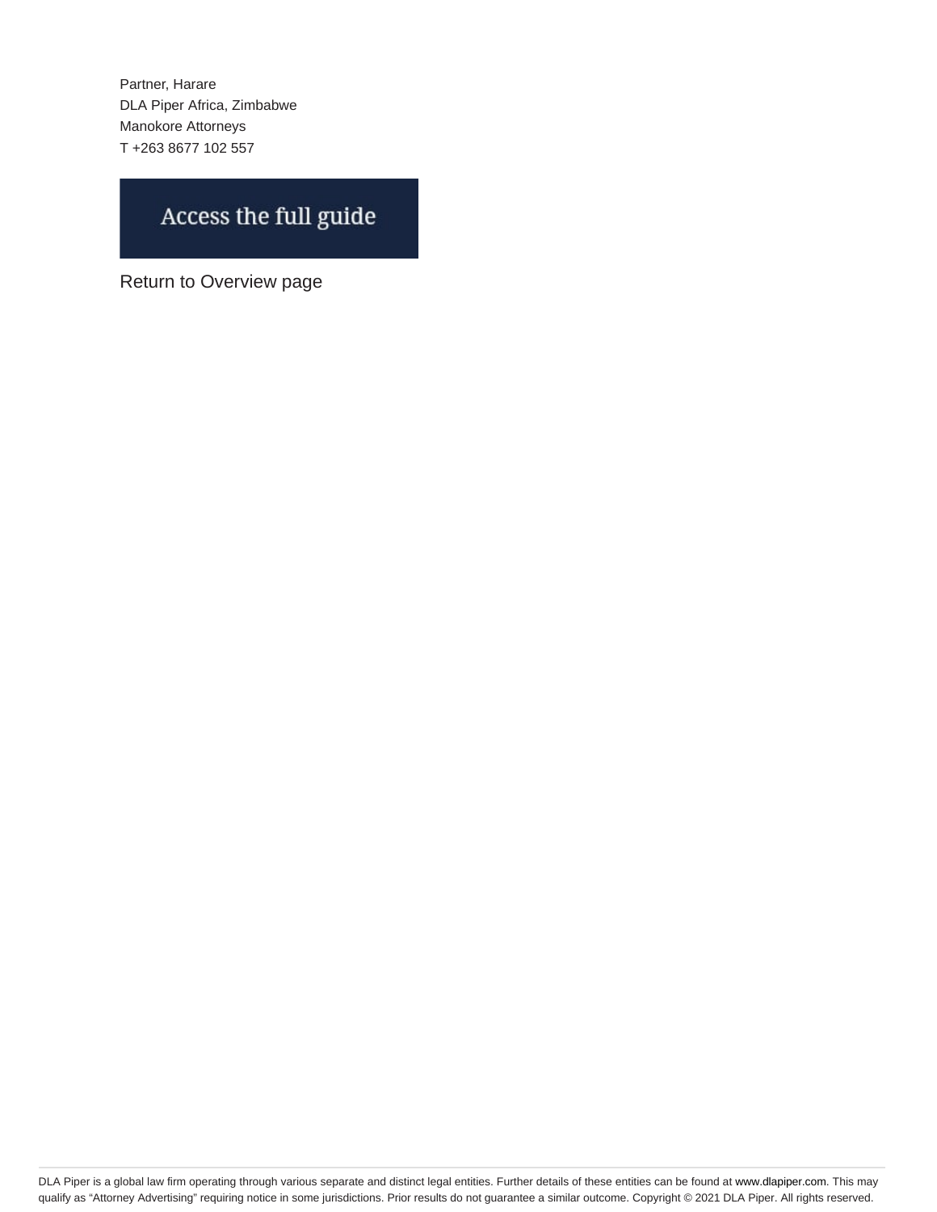Partner, Harare
DLA Piper Africa, Zimbabwe
Manokore Attorneys
T +263 8677 102 557

Access the full guide

Return to Overview page

DLA Piper is a global law firm operating through various separate and distinct legal entities. Further details of these entities can be found at www.dlapiper.com. This may qualify as "Attorney Advertising" requiring notice in some jurisdictions. Prior results do not guarantee a similar outcome. Copyright © 2021 DLA Piper. All rights reserved.